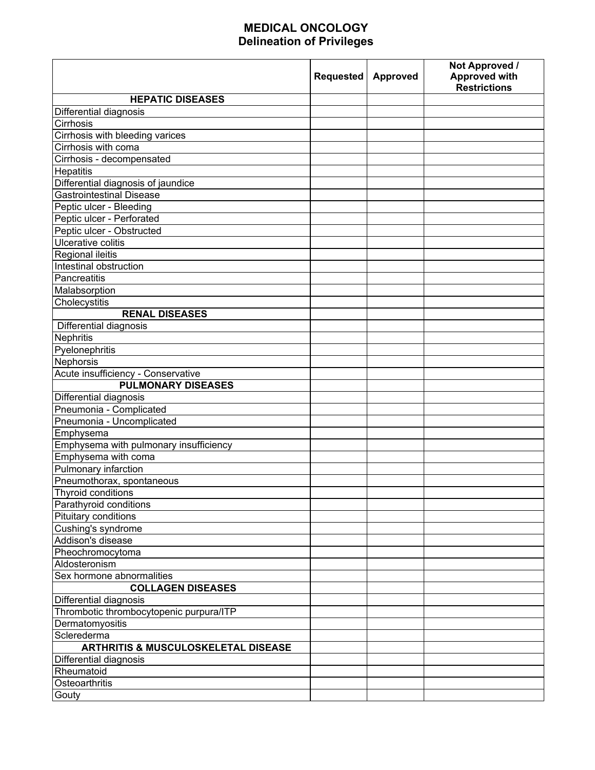# MEDICAL ONCOLOGY
## Delineation of Privileges

| | Requested | Approved | Not Approved / Approved with Restrictions |
|---|---|---|---|
| **HEPATIC DISEASES** | | | |
| Differential diagnosis | | | |
| Cirrhosis | | | |
| Cirrhosis with bleeding varices | | | |
| Cirrhosis with coma | | | |
| Cirrhosis - decompensated | | | |
| Hepatitis | | | |
| Differential diagnosis of jaundice | | | |
| Gastrointestinal Disease | | | |
| Peptic ulcer - Bleeding | | | |
| Peptic ulcer - Perforated | | | |
| Peptic ulcer - Obstructed | | | |
| Ulcerative colitis | | | |
| Regional ileitis | | | |
| Intestinal obstruction | | | |
| Pancreatitis | | | |
| Malabsorption | | | |
| Cholecystitis | | | |
| **RENAL DISEASES** | | | |
| Differential diagnosis | | | |
| Nephritis | | | |
| Pyelonephritis | | | |
| Nephorsis | | | |
| Acute insufficiency - Conservative | | | |
| **PULMONARY DISEASES** | | | |
| Differential diagnosis | | | |
| Pneumonia - Complicated | | | |
| Pneumonia - Uncomplicated | | | |
| Emphysema | | | |
| Emphysema with pulmonary insufficiency | | | |
| Emphysema with coma | | | |
| Pulmonary infarction | | | |
| Pneumothorax, spontaneous | | | |
| Thyroid conditions | | | |
| Parathyroid conditions | | | |
| Pituitary conditions | | | |
| Cushing's syndrome | | | |
| Addison's disease | | | |
| Pheochromocytoma | | | |
| Aldosteronism | | | |
| Sex hormone abnormalities | | | |
| **COLLAGEN DISEASES** | | | |
| Differential diagnosis | | | |
| Thrombotic thrombocytopenic purpura/ITP | | | |
| Dermatomyositis | | | |
| Sclerederma | | | |
| **ARTHRITIS & MUSCULOSKELETAL DISEASE** | | | |
| Differential diagnosis | | | |
| Rheumatoid | | | |
| Osteoarthritis | | | |
| Gouty | | | |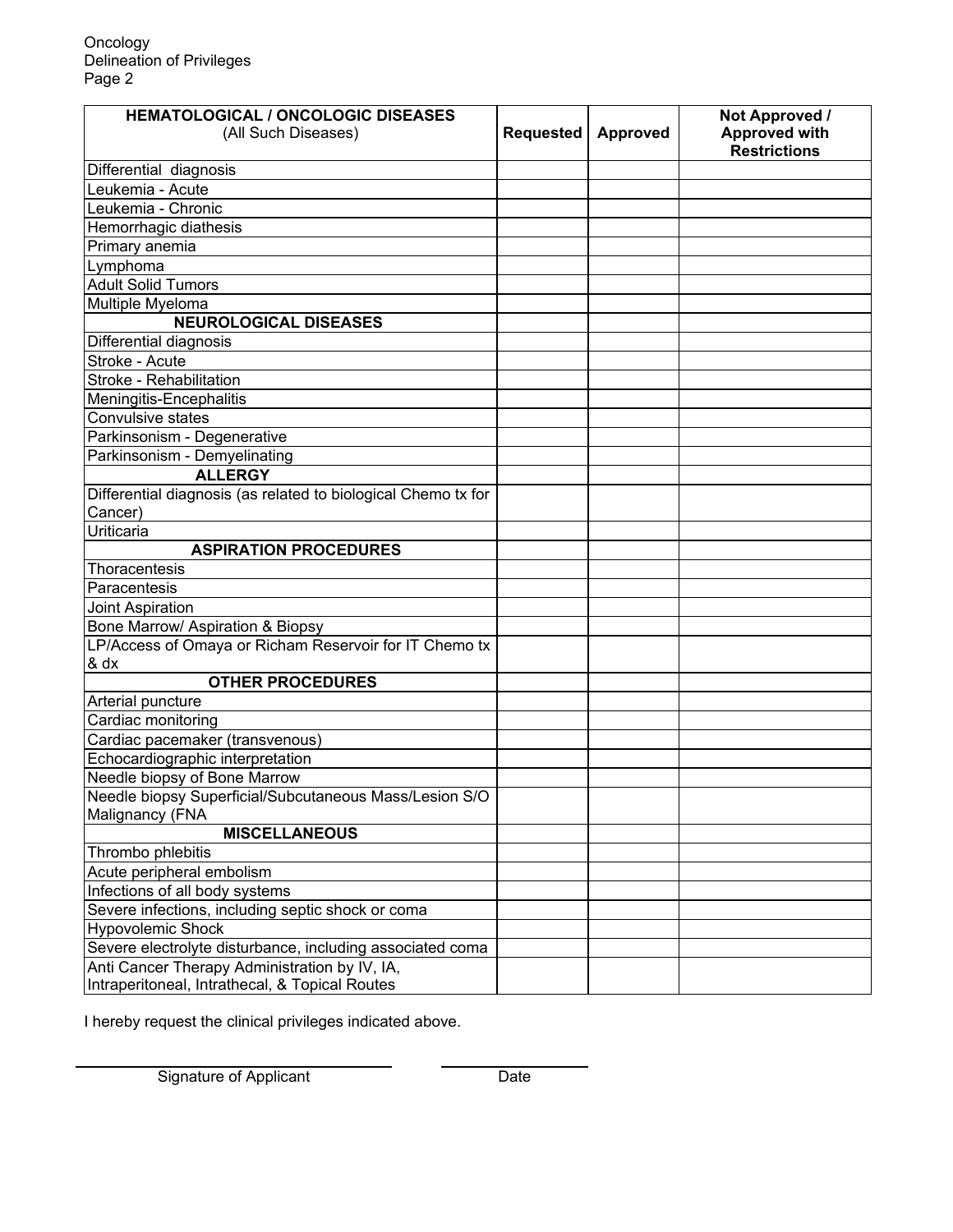| **HEMATOLOGICAL / ONCOLOGIC DISEASES** (All Such Diseases) | **Requested** | **Approved** | **Not Approved / Approved with Restrictions** |
|---|---|---|---|
| Differential diagnosis | | | |
| Leukemia - Acute | | | |
| Leukemia - Chronic | | | |
| Hemorrhagic diathesis | | | |
| Primary anemia | | | |
| Lymphoma | | | |
| Adult Solid Tumors | | | |
| Multiple Myeloma | | | |
| **NEUROLOGICAL DISEASES** | | | |
| Differential diagnosis | | | |
| Stroke - Acute | | | |
| Stroke - Rehabilitation | | | |
| Meningitis-Encephalitis | | | |
| Convulsive states | | | |
| Parkinsonism - Degenerative | | | |
| Parkinsonism - Demyelinating | | | |
| **ALLERGY** | | | |
| Differential diagnosis (as related to biological Chemo tx for Cancer) | | | |
| Uriticaria | | | |
| **ASPIRATION PROCEDURES** | | | |
| Thoracentesis | | | |
| Paracentesis | | | |
| Joint Aspiration | | | |
| Bone Marrow/ Aspiration & Biopsy | | | |
| LP/Access of Omaya or Richam Reservoir for IT Chemo tx & dx | | | |
| **OTHER PROCEDURES** | | | |
| Arterial puncture | | | |
| Cardiac monitoring | | | |
| Cardiac pacemaker (transvenous) | | | |
| Echocardiographic interpretation | | | |
| Needle biopsy of Bone Marrow | | | |
| Needle biopsy Superficial/Subcutaneous Mass/Lesion S/O Malignancy (FNA | | | |
| **MISCELLANEOUS** | | | |
| Thrombo phlebitis | | | |
| Acute peripheral embolism | | | |
| Infections of all body systems | | | |
| Severe infections, including septic shock or coma | | | |
| Hypovolemic Shock | | | |
| Severe electrolyte disturbance, including associated coma | | | |
| Anti Cancer Therapy Administration by IV, IA, Intraperitoneal, Intrathecal, & Topical Routes | | | |

I hereby request the clinical privileges indicated above.

\_\_\_\_\_\_\_\_\_\_\_\_\_\_\_\_\_\_\_\_\_\_\_\_\_\_\_\_\_\_ \_\_\_\_\_\_\_\_\_\_\_\_\_\_\_

Signature of Applicant Date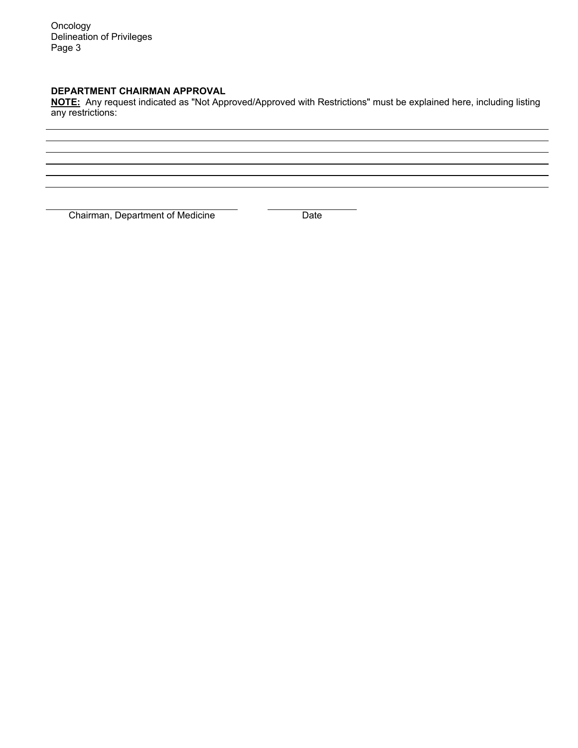**DEPARTMENT CHAIRMAN APPROVAL**

**NOTE:** Any request indicated as "Not Approved/Approved with Restrictions" must be explained here, including listing any restrictions:

\_\_\_\_\_\_\_\_\_\_\_\_\_\_\_\_\_\_\_\_\_\_\_\_\_\_\_\_\_\_\_\_\_\_\_\_\_\_\_\_\_\_\_\_\_\_\_\_\_\_\_\_\_\_\_\_\_\_\_\_\_\_\_\_\_\_\_\_\_\_\_\_\_\_\_\_\_\_\_\_\_\_

\_\_\_\_\_\_\_\_\_\_\_\_\_\_\_\_\_\_\_\_\_\_\_\_\_\_\_\_\_\_\_\_\_\_\_\_\_\_\_\_\_\_\_\_\_\_\_\_\_\_\_\_\_\_\_\_\_\_\_\_\_\_\_\_\_\_\_\_\_\_\_\_\_\_\_\_\_\_\_\_\_\_

\_\_\_\_\_\_\_\_\_\_\_\_\_\_\_\_\_\_\_\_\_\_\_\_\_\_\_\_\_\_\_\_\_\_\_\_\_\_\_\_\_\_\_\_\_\_\_\_\_\_\_\_\_\_\_\_\_\_\_\_\_\_\_\_\_\_\_\_\_\_\_\_\_\_\_\_\_\_\_\_\_\_

\_\_\_\_\_\_\_\_\_\_\_\_\_\_\_\_\_\_\_\_\_\_\_\_\_\_\_\_\_\_\_\_\_\_\_\_\_\_\_\_\_\_\_\_\_\_\_\_\_\_\_\_\_\_\_\_\_\_\_\_\_\_\_\_\_\_\_\_\_\_\_\_\_\_\_\_\_\_\_\_\_\_

\_\_\_\_\_\_\_\_\_\_\_\_\_\_\_\_\_\_\_\_\_\_\_\_\_\_\_\_\_\_\_\_\_\_\_\_\_\_\_\_\_\_\_\_\_\_\_\_\_\_\_\_\_\_\_\_\_\_\_\_\_\_\_\_\_\_\_\_\_\_\_\_\_\_\_\_\_\_\_\_\_\_

\_\_\_\_\_\_\_\_\_\_\_\_\_\_\_\_\_\_\_\_\_\_\_\_\_\_\_\_\_\_\_\_\_\_\_\_\_\_\_\_\_\_\_\_\_\_\_\_\_\_\_\_\_\_\_\_\_\_\_\_\_\_\_\_\_\_\_\_\_\_\_\_\_\_\_\_\_\_\_\_\_\_

\_\_\_\_\_\_\_\_\_\_\_\_\_\_\_\_\_\_\_\_\_\_\_\_\_\_\_\_\_\_\_\_\_\_\_\_\_\_ \_\_\_\_\_\_\_\_\_\_\_\_\_\_\_\_\_\_

Chairman, Department of Medicine Date